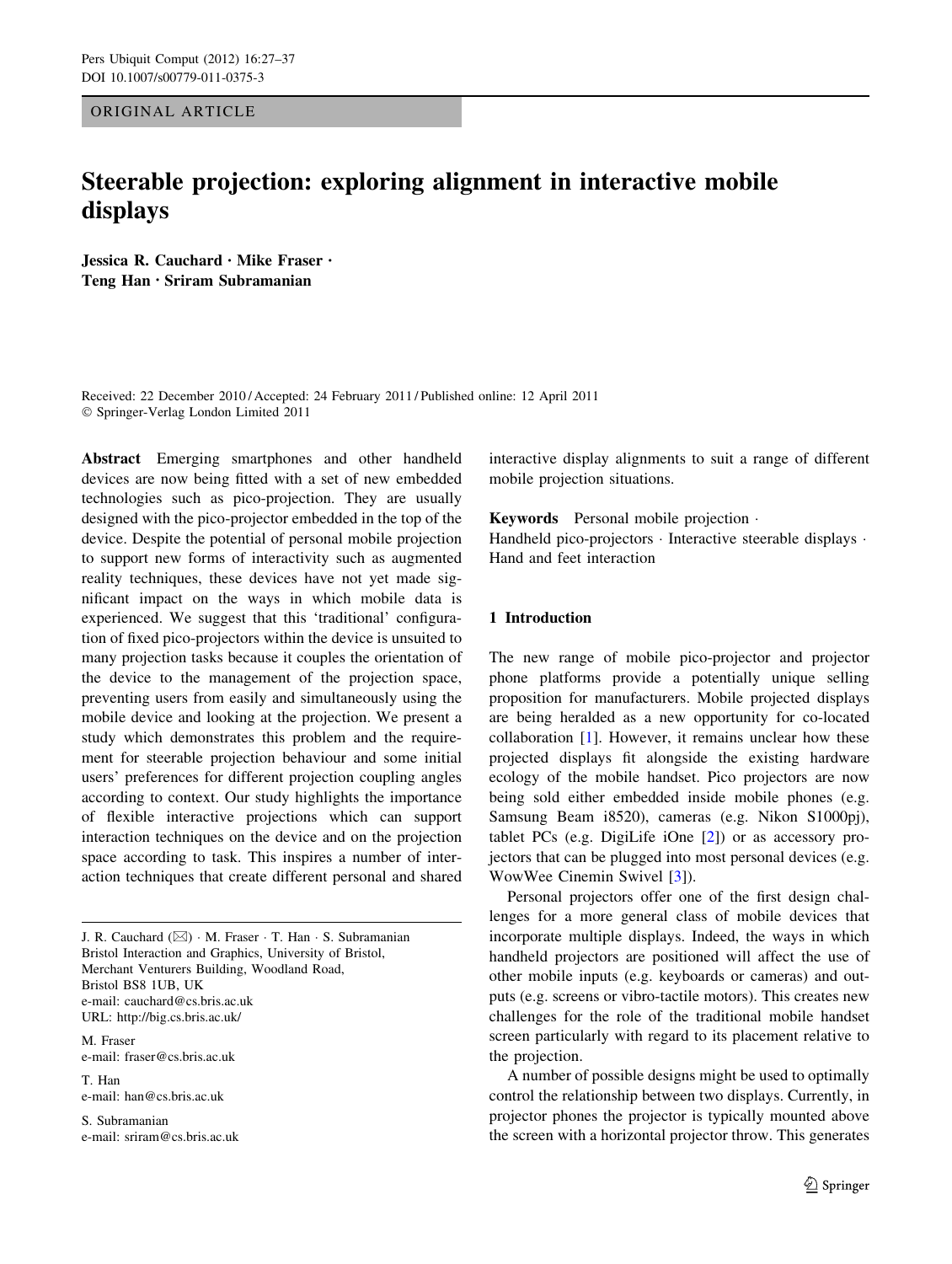ORIGINAL ARTICLE

# Steerable projection: exploring alignment in interactive mobile displays

**Jessica R. Cauchard · Mike Fraser · Teng Han · Sriram Subramanian**

Received: 22 December 2010 / Accepted: 24 February 2011 / Published online: 12 April 2011
© Springer-Verlag London Limited 2011

**Abstract** Emerging smartphones and other handheld devices are now being fitted with a set of new embedded technologies such as pico-projection. They are usually designed with the pico-projector embedded in the top of the device. Despite the potential of personal mobile projection to support new forms of interactivity such as augmented reality techniques, these devices have not yet made significant impact on the ways in which mobile data is experienced. We suggest that this 'traditional' configuration of fixed pico-projectors within the device is unsuited to many projection tasks because it couples the orientation of the device to the management of the projection space, preventing users from easily and simultaneously using the mobile device and looking at the projection. We present a study which demonstrates this problem and the requirement for steerable projection behaviour and some initial users' preferences for different projection coupling angles according to context. Our study highlights the importance of flexible interactive projections which can support interaction techniques on the device and on the projection space according to task. This inspires a number of interaction techniques that create different personal and shared interactive display alignments to suit a range of different mobile projection situations.

**Keywords** Personal mobile projection · Handheld pico-projectors · Interactive steerable displays · Hand and feet interaction

J. R. Cauchard (✉) · M. Fraser · T. Han · S. Subramanian
Bristol Interaction and Graphics, University of Bristol,
Merchant Venturers Building, Woodland Road,
Bristol BS8 1UB, UK
e-mail: cauchard@cs.bris.ac.uk
URL: http://big.cs.bris.ac.uk/

M. Fraser
e-mail: fraser@cs.bris.ac.uk

T. Han
e-mail: han@cs.bris.ac.uk

S. Subramanian
e-mail: sriram@cs.bris.ac.uk

## 1 Introduction

The new range of mobile pico-projector and projector phone platforms provide a potentially unique selling proposition for manufacturers. Mobile projected displays are being heralded as a new opportunity for co-located collaboration [1]. However, it remains unclear how these projected displays fit alongside the existing hardware ecology of the mobile handset. Pico projectors are now being sold either embedded inside mobile phones (e.g. Samsung Beam i8520), cameras (e.g. Nikon S1000pj), tablet PCs (e.g. DigiLife iOne [2]) or as accessory projectors that can be plugged into most personal devices (e.g. WowWee Cinemin Swivel [3]).

Personal projectors offer one of the first design challenges for a more general class of mobile devices that incorporate multiple displays. Indeed, the ways in which handheld projectors are positioned will affect the use of other mobile inputs (e.g. keyboards or cameras) and outputs (e.g. screens or vibro-tactile motors). This creates new challenges for the role of the traditional mobile handset screen particularly with regard to its placement relative to the projection.

A number of possible designs might be used to optimally control the relationship between two displays. Currently, in projector phones the projector is typically mounted above the screen with a horizontal projector throw. This generates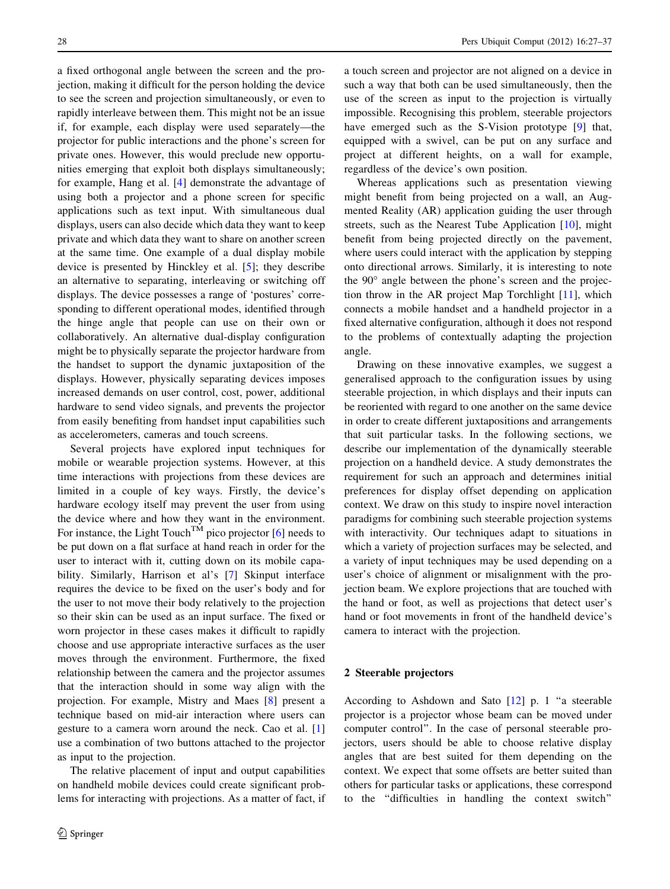a fixed orthogonal angle between the screen and the projection, making it difficult for the person holding the device to see the screen and projection simultaneously, or even to rapidly interleave between them. This might not be an issue if, for example, each display were used separately—the projector for public interactions and the phone's screen for private ones. However, this would preclude new opportunities emerging that exploit both displays simultaneously; for example, Hang et al. [4] demonstrate the advantage of using both a projector and a phone screen for specific applications such as text input. With simultaneous dual displays, users can also decide which data they want to keep private and which data they want to share on another screen at the same time. One example of a dual display mobile device is presented by Hinckley et al. [5]; they describe an alternative to separating, interleaving or switching off displays. The device possesses a range of 'postures' corresponding to different operational modes, identified through the hinge angle that people can use on their own or collaboratively. An alternative dual-display configuration might be to physically separate the projector hardware from the handset to support the dynamic juxtaposition of the displays. However, physically separating devices imposes increased demands on user control, cost, power, additional hardware to send video signals, and prevents the projector from easily benefiting from handset input capabilities such as accelerometers, cameras and touch screens.

Several projects have explored input techniques for mobile or wearable projection systems. However, at this time interactions with projections from these devices are limited in a couple of key ways. Firstly, the device's hardware ecology itself may prevent the user from using the device where and how they want in the environment. For instance, the Light Touch™ pico projector [6] needs to be put down on a flat surface at hand reach in order for the user to interact with it, cutting down on its mobile capability. Similarly, Harrison et al's [7] Skinput interface requires the device to be fixed on the user's body and for the user to not move their body relatively to the projection so their skin can be used as an input surface. The fixed or worn projector in these cases makes it difficult to rapidly choose and use appropriate interactive surfaces as the user moves through the environment. Furthermore, the fixed relationship between the camera and the projector assumes that the interaction should in some way align with the projection. For example, Mistry and Maes [8] present a technique based on mid-air interaction where users can gesture to a camera worn around the neck. Cao et al. [1] use a combination of two buttons attached to the projector as input to the projection.

The relative placement of input and output capabilities on handheld mobile devices could create significant problems for interacting with projections. As a matter of fact, if a touch screen and projector are not aligned on a device in such a way that both can be used simultaneously, then the use of the screen as input to the projection is virtually impossible. Recognising this problem, steerable projectors have emerged such as the S-Vision prototype [9] that, equipped with a swivel, can be put on any surface and project at different heights, on a wall for example, regardless of the device's own position.

Whereas applications such as presentation viewing might benefit from being projected on a wall, an Augmented Reality (AR) application guiding the user through streets, such as the Nearest Tube Application [10], might benefit from being projected directly on the pavement, where users could interact with the application by stepping onto directional arrows. Similarly, it is interesting to note the 90° angle between the phone's screen and the projection throw in the AR project Map Torchlight [11], which connects a mobile handset and a handheld projector in a fixed alternative configuration, although it does not respond to the problems of contextually adapting the projection angle.

Drawing on these innovative examples, we suggest a generalised approach to the configuration issues by using steerable projection, in which displays and their inputs can be reoriented with regard to one another on the same device in order to create different juxtapositions and arrangements that suit particular tasks. In the following sections, we describe our implementation of the dynamically steerable projection on a handheld device. A study demonstrates the requirement for such an approach and determines initial preferences for display offset depending on application context. We draw on this study to inspire novel interaction paradigms for combining such steerable projection systems with interactivity. Our techniques adapt to situations in which a variety of projection surfaces may be selected, and a variety of input techniques may be used depending on a user's choice of alignment or misalignment with the projection beam. We explore projections that are touched with the hand or foot, as well as projections that detect user's hand or foot movements in front of the handheld device's camera to interact with the projection.

## 2 Steerable projectors

According to Ashdown and Sato [12] p. 1 "a steerable projector is a projector whose beam can be moved under computer control". In the case of personal steerable projectors, users should be able to choose relative display angles that are best suited for them depending on the context. We expect that some offsets are better suited than others for particular tasks or applications, these correspond to the "difficulties in handling the context switch"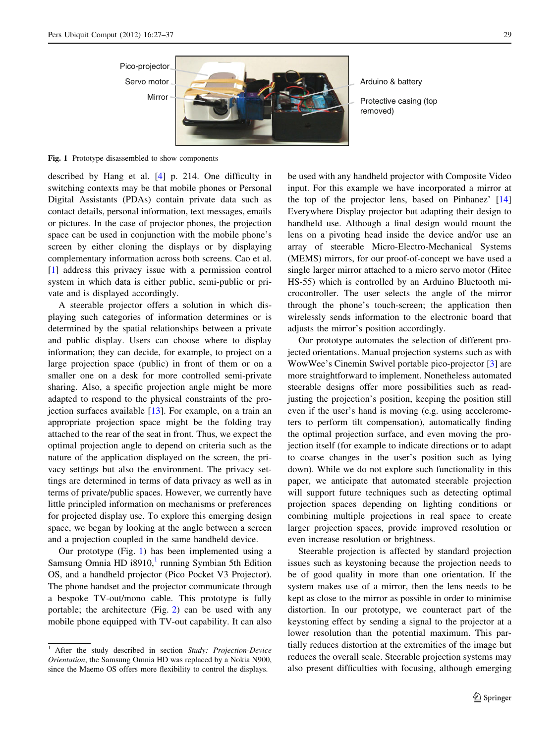Pico-projector

Servo motor

Mirror

Arduino & battery

Protective casing (top removed)

**Fig. 1** Prototype disassembled to show components

described by Hang et al. [4] p. 214. One difficulty in switching contexts may be that mobile phones or Personal Digital Assistants (PDAs) contain private data such as contact details, personal information, text messages, emails or pictures. In the case of projector phones, the projection space can be used in conjunction with the mobile phone's screen by either cloning the displays or by displaying complementary information across both screens. Cao et al. [1] address this privacy issue with a permission control system in which data is either public, semi-public or private and is displayed accordingly.

A steerable projector offers a solution in which displaying such categories of information determines or is determined by the spatial relationships between a private and public display. Users can choose where to display information; they can decide, for example, to project on a large projection space (public) in front of them or on a smaller one on a desk for more controlled semi-private sharing. Also, a specific projection angle might be more adapted to respond to the physical constraints of the projection surfaces available [13]. For example, on a train an appropriate projection space might be the folding tray attached to the rear of the seat in front. Thus, we expect the optimal projection angle to depend on criteria such as the nature of the application displayed on the screen, the privacy settings but also the environment. The privacy settings are determined in terms of data privacy as well as in terms of private/public spaces. However, we currently have little principled information on mechanisms or preferences for projected display use. To explore this emerging design space, we began by looking at the angle between a screen and a projection coupled in the same handheld device.

Our prototype (Fig. 1) has been implemented using a Samsung Omnia HD i8910,[1] running Symbian 5th Edition OS, and a handheld projector (Pico Pocket V3 Projector). The phone handset and the projector communicate through a bespoke TV-out/mono cable. This prototype is fully portable; the architecture (Fig. 2) can be used with any mobile phone equipped with TV-out capability. It can also be used with any handheld projector with Composite Video input. For this example we have incorporated a mirror at the top of the projector lens, based on Pinhanez' [14] Everywhere Display projector but adapting their design to handheld use. Although a final design would mount the lens on a pivoting head inside the device and/or use an array of steerable Micro-Electro-Mechanical Systems (MEMS) mirrors, for our proof-of-concept we have used a single larger mirror attached to a micro servo motor (Hitec HS-55) which is controlled by an Arduino Bluetooth microcontroller. The user selects the angle of the mirror through the phone's touch-screen; the application then wirelessly sends information to the electronic board that adjusts the mirror's position accordingly.

Our prototype automates the selection of different projected orientations. Manual projection systems such as with WowWee's Cinemin Swivel portable pico-projector [3] are more straightforward to implement. Nonetheless automated steerable designs offer more possibilities such as readjusting the projection's position, keeping the position still even if the user's hand is moving (e.g. using accelerometers to perform tilt compensation), automatically finding the optimal projection surface, and even moving the projection itself (for example to indicate directions or to adapt to coarse changes in the user's position such as lying down). While we do not explore such functionality in this paper, we anticipate that automated steerable projection will support future techniques such as detecting optimal projection spaces depending on lighting conditions or combining multiple projections in real space to create larger projection spaces, provide improved resolution or even increase resolution or brightness.

Steerable projection is affected by standard projection issues such as keystoning because the projection needs to be of good quality in more than one orientation. If the system makes use of a mirror, then the lens needs to be kept as close to the mirror as possible in order to minimise distortion. In our prototype, we counteract part of the keystoning effect by sending a signal to the projector at a lower resolution than the potential maximum. This partially reduces distortion at the extremities of the image but reduces the overall scale. Steerable projection systems may also present difficulties with focusing, although emerging

[1] After the study described in section *Study: Projection-Device Orientation*, the Samsung Omnia HD was replaced by a Nokia N900, since the Maemo OS offers more flexibility to control the displays.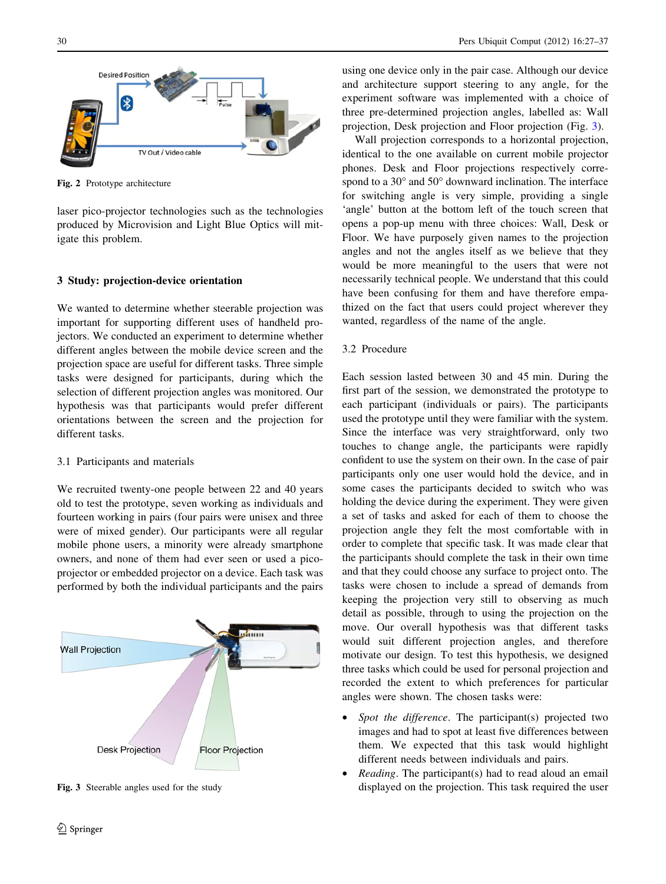Desired Position

Pulse

TV Out / Video cable

Fig. 2 Prototype architecture

laser pico-projector technologies such as the technologies produced by Microvision and Light Blue Optics will mitigate this problem.

## 3 Study: projection-device orientation

We wanted to determine whether steerable projection was important for supporting different uses of handheld projectors. We conducted an experiment to determine whether different angles between the mobile device screen and the projection space are useful for different tasks. Three simple tasks were designed for participants, during which the selection of different projection angles was monitored. Our hypothesis was that participants would prefer different orientations between the screen and the projection for different tasks.

### 3.1 Participants and materials

We recruited twenty-one people between 22 and 40 years old to test the prototype, seven working as individuals and fourteen working in pairs (four pairs were unisex and three were of mixed gender). Our participants were all regular mobile phone users, a minority were already smartphone owners, and none of them had ever seen or used a pico-projector or embedded projector on a device. Each task was performed by both the individual participants and the pairs using one device only in the pair case. Although our device and architecture support steering to any angle, for the experiment software was implemented with a choice of three pre-determined projection angles, labelled as: Wall projection, Desk projection and Floor projection (Fig. 3).

Wall Projection

Desk Projection

Floor Projection

Fig. 3 Steerable angles used for the study

Wall projection corresponds to a horizontal projection, identical to the one available on current mobile projector phones. Desk and Floor projections respectively correspond to a 30° and 50° downward inclination. The interface for switching angle is very simple, providing a single 'angle' button at the bottom left of the touch screen that opens a pop-up menu with three choices: Wall, Desk or Floor. We have purposely given names to the projection angles and not the angles itself as we believe that they would be more meaningful to the users that were not necessarily technical people. We understand that this could have been confusing for them and have therefore empathized on the fact that users could project wherever they wanted, regardless of the name of the angle.

### 3.2 Procedure

Each session lasted between 30 and 45 min. During the first part of the session, we demonstrated the prototype to each participant (individuals or pairs). The participants used the prototype until they were familiar with the system. Since the interface was very straightforward, only two touches to change angle, the participants were rapidly confident to use the system on their own. In the case of pair participants only one user would hold the device, and in some cases the participants decided to switch who was holding the device during the experiment. They were given a set of tasks and asked for each of them to choose the projection angle they felt the most comfortable with in order to complete that specific task. It was made clear that the participants should complete the task in their own time and that they could choose any surface to project onto. The tasks were chosen to include a spread of demands from keeping the projection very still to observing as much detail as possible, through to using the projection on the move. Our overall hypothesis was that different tasks would suit different projection angles, and therefore motivate our design. To test this hypothesis, we designed three tasks which could be used for personal projection and recorded the extent to which preferences for particular angles were shown. The chosen tasks were:

- *Spot the difference*. The participant(s) projected two images and had to spot at least five differences between them. We expected that this task would highlight different needs between individuals and pairs.
- *Reading*. The participant(s) had to read aloud an email displayed on the projection. This task required the user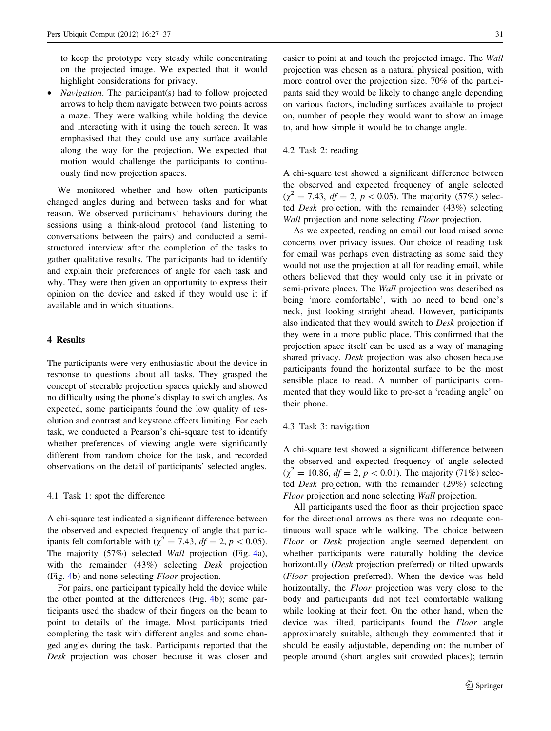to keep the prototype very steady while concentrating on the projected image. We expected that it would highlight considerations for privacy.

- *Navigation*. The participant(s) had to follow projected arrows to help them navigate between two points across a maze. They were walking while holding the device and interacting with it using the touch screen. It was emphasised that they could use any surface available along the way for the projection. We expected that motion would challenge the participants to continuously find new projection spaces.

We monitored whether and how often participants changed angles during and between tasks and for what reason. We observed participants' behaviours during the sessions using a think-aloud protocol (and listening to conversations between the pairs) and conducted a semi-structured interview after the completion of the tasks to gather qualitative results. The participants had to identify and explain their preferences of angle for each task and why. They were then given an opportunity to express their opinion on the device and asked if they would use it if available and in which situations.

## 4 Results

The participants were very enthusiastic about the device in response to questions about all tasks. They grasped the concept of steerable projection spaces quickly and showed no difficulty using the phone's display to switch angles. As expected, some participants found the low quality of resolution and contrast and keystone effects limiting. For each task, we conducted a Pearson's chi-square test to identify whether preferences of viewing angle were significantly different from random choice for the task, and recorded observations on the detail of participants' selected angles.

### 4.1 Task 1: spot the difference

A chi-square test indicated a significant difference between the observed and expected frequency of angle that participants felt comfortable with ($\chi^2 = 7.43$, $df = 2$, $p < 0.05$). The majority (57%) selected *Wall* projection (Fig. 4a), with the remainder (43%) selecting *Desk* projection (Fig. 4b) and none selecting *Floor* projection.

For pairs, one participant typically held the device while the other pointed at the differences (Fig. 4b); some participants used the shadow of their fingers on the beam to point to details of the image. Most participants tried completing the task with different angles and some changed angles during the task. Participants reported that the *Desk* projection was chosen because it was closer and easier to point at and touch the projected image. The *Wall* projection was chosen as a natural physical position, with more control over the projection size. 70% of the participants said they would be likely to change angle depending on various factors, including surfaces available to project on, number of people they would want to show an image to, and how simple it would be to change angle.

### 4.2 Task 2: reading

A chi-square test showed a significant difference between the observed and expected frequency of angle selected ($\chi^2 = 7.43$, $df = 2$, $p < 0.05$). The majority (57%) selected *Desk* projection, with the remainder (43%) selecting *Wall* projection and none selecting *Floor* projection.

As we expected, reading an email out loud raised some concerns over privacy issues. Our choice of reading task for email was perhaps even distracting as some said they would not use the projection at all for reading email, while others believed that they would only use it in private or semi-private places. The *Wall* projection was described as being 'more comfortable', with no need to bend one's neck, just looking straight ahead. However, participants also indicated that they would switch to *Desk* projection if they were in a more public place. This confirmed that the projection space itself can be used as a way of managing shared privacy. *Desk* projection was also chosen because participants found the horizontal surface to be the most sensible place to read. A number of participants commented that they would like to pre-set a 'reading angle' on their phone.

### 4.3 Task 3: navigation

A chi-square test showed a significant difference between the observed and expected frequency of angle selected ($\chi^2 = 10.86$, $df = 2$, $p < 0.01$). The majority (71%) selected *Desk* projection, with the remainder (29%) selecting *Floor* projection and none selecting *Wall* projection.

All participants used the floor as their projection space for the directional arrows as there was no adequate continuous wall space while walking. The choice between *Floor* or *Desk* projection angle seemed dependent on whether participants were naturally holding the device horizontally (*Desk* projection preferred) or tilted upwards (*Floor* projection preferred). When the device was held horizontally, the *Floor* projection was very close to the body and participants did not feel comfortable walking while looking at their feet. On the other hand, when the device was tilted, participants found the *Floor* angle approximately suitable, although they commented that it should be easily adjustable, depending on: the number of people around (short angles suit crowded places); terrain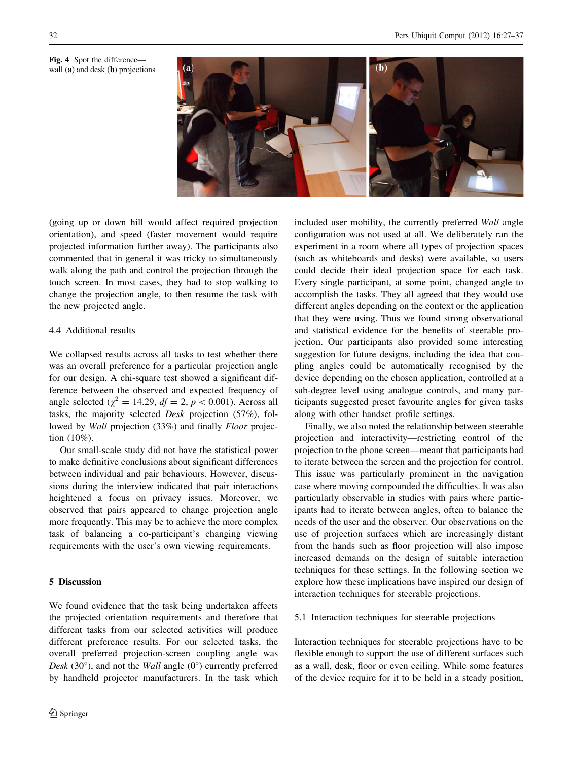Fig. 4 Spot the difference—wall (a) and desk (b) projections

(going up or down hill would affect required projection orientation), and speed (faster movement would require projected information further away). The participants also commented that in general it was tricky to simultaneously walk along the path and control the projection through the touch screen. In most cases, they had to stop walking to change the projection angle, to then resume the task with the new projected angle.

### 4.4 Additional results

We collapsed results across all tasks to test whether there was an overall preference for a particular projection angle for our design. A chi-square test showed a significant difference between the observed and expected frequency of angle selected ($\chi^2 = 14.29$, $df = 2$, $p < 0.001$). Across all tasks, the majority selected *Desk* projection (57%), followed by *Wall* projection (33%) and finally *Floor* projection (10%).

Our small-scale study did not have the statistical power to make definitive conclusions about significant differences between individual and pair behaviours. However, discussions during the interview indicated that pair interactions heightened a focus on privacy issues. Moreover, we observed that pairs appeared to change projection angle more frequently. This may be to achieve the more complex task of balancing a co-participant's changing viewing requirements with the user's own viewing requirements.

## 5 Discussion

We found evidence that the task being undertaken affects the projected orientation requirements and therefore that different tasks from our selected activities will produce different preference results. For our selected tasks, the overall preferred projection-screen coupling angle was *Desk* (30°), and not the *Wall* angle (0°) currently preferred by handheld projector manufacturers. In the task which included user mobility, the currently preferred *Wall* angle configuration was not used at all. We deliberately ran the experiment in a room where all types of projection spaces (such as whiteboards and desks) were available, so users could decide their ideal projection space for each task. Every single participant, at some point, changed angle to accomplish the tasks. They all agreed that they would use different angles depending on the context or the application that they were using. Thus we found strong observational and statistical evidence for the benefits of steerable projection. Our participants also provided some interesting suggestion for future designs, including the idea that coupling angles could be automatically recognised by the device depending on the chosen application, controlled at a sub-degree level using analogue controls, and many participants suggested preset favourite angles for given tasks along with other handset profile settings.

Finally, we also noted the relationship between steerable projection and interactivity—restricting control of the projection to the phone screen—meant that participants had to iterate between the screen and the projection for control. This issue was particularly prominent in the navigation case where moving compounded the difficulties. It was also particularly observable in studies with pairs where participants had to iterate between angles, often to balance the needs of the user and the observer. Our observations on the use of projection surfaces which are increasingly distant from the hands such as floor projection will also impose increased demands on the design of suitable interaction techniques for these settings. In the following section we explore how these implications have inspired our design of interaction techniques for steerable projections.

### 5.1 Interaction techniques for steerable projections

Interaction techniques for steerable projections have to be flexible enough to support the use of different surfaces such as a wall, desk, floor or even ceiling. While some features of the device require for it to be held in a steady position,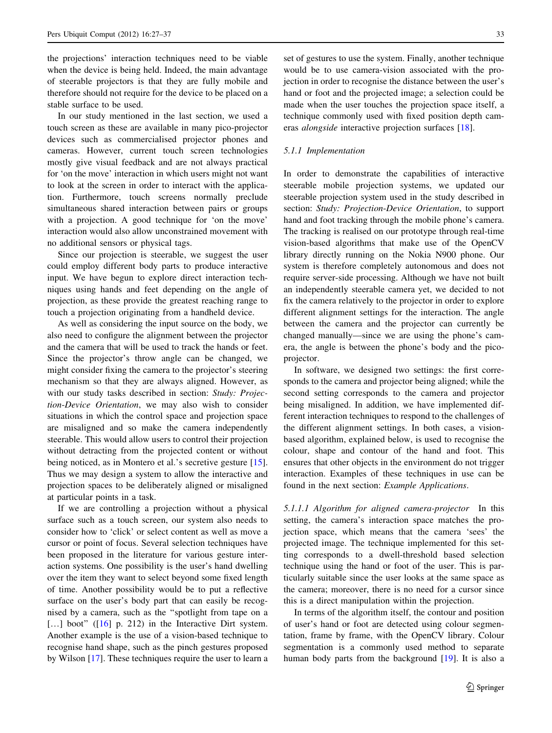the projections' interaction techniques need to be viable when the device is being held. Indeed, the main advantage of steerable projectors is that they are fully mobile and therefore should not require for the device to be placed on a stable surface to be used.

In our study mentioned in the last section, we used a touch screen as these are available in many pico-projector devices such as commercialised projector phones and cameras. However, current touch screen technologies mostly give visual feedback and are not always practical for 'on the move' interaction in which users might not want to look at the screen in order to interact with the application. Furthermore, touch screens normally preclude simultaneous shared interaction between pairs or groups with a projection. A good technique for 'on the move' interaction would also allow unconstrained movement with no additional sensors or physical tags.

Since our projection is steerable, we suggest the user could employ different body parts to produce interactive input. We have begun to explore direct interaction techniques using hands and feet depending on the angle of projection, as these provide the greatest reaching range to touch a projection originating from a handheld device.

As well as considering the input source on the body, we also need to configure the alignment between the projector and the camera that will be used to track the hands or feet. Since the projector's throw angle can be changed, we might consider fixing the camera to the projector's steering mechanism so that they are always aligned. However, as with our study tasks described in section: *Study: Projection-Device Orientation*, we may also wish to consider situations in which the control space and projection space are misaligned and so make the camera independently steerable. This would allow users to control their projection without detracting from the projected content or without being noticed, as in Montero et al.'s secretive gesture [15]. Thus we may design a system to allow the interactive and projection spaces to be deliberately aligned or misaligned at particular points in a task.

If we are controlling a projection without a physical surface such as a touch screen, our system also needs to consider how to 'click' or select content as well as move a cursor or point of focus. Several selection techniques have been proposed in the literature for various gesture interaction systems. One possibility is the user's hand dwelling over the item they want to select beyond some fixed length of time. Another possibility would be to put a reflective surface on the user's body part that can easily be recognised by a camera, such as the "spotlight from tape on a […] boot" ([16] p. 212) in the Interactive Dirt system. Another example is the use of a vision-based technique to recognise hand shape, such as the pinch gestures proposed by Wilson [17]. These techniques require the user to learn a set of gestures to use the system. Finally, another technique would be to use camera-vision associated with the projection in order to recognise the distance between the user's hand or foot and the projected image; a selection could be made when the user touches the projection space itself, a technique commonly used with fixed position depth cameras *alongside* interactive projection surfaces [18].

#### 5.1.1 Implementation

In order to demonstrate the capabilities of interactive steerable mobile projection systems, we updated our steerable projection system used in the study described in section: *Study: Projection-Device Orientation*, to support hand and foot tracking through the mobile phone's camera. The tracking is realised on our prototype through real-time vision-based algorithms that make use of the OpenCV library directly running on the Nokia N900 phone. Our system is therefore completely autonomous and does not require server-side processing. Although we have not built an independently steerable camera yet, we decided to not fix the camera relatively to the projector in order to explore different alignment settings for the interaction. The angle between the camera and the projector can currently be changed manually—since we are using the phone's camera, the angle is between the phone's body and the pico-projector.

In software, we designed two settings: the first corresponds to the camera and projector being aligned; while the second setting corresponds to the camera and projector being misaligned. In addition, we have implemented different interaction techniques to respond to the challenges of the different alignment settings. In both cases, a vision-based algorithm, explained below, is used to recognise the colour, shape and contour of the hand and foot. This ensures that other objects in the environment do not trigger interaction. Examples of these techniques in use can be found in the next section: *Example Applications*.

*5.1.1.1 Algorithm for aligned camera-projector* In this setting, the camera's interaction space matches the projection space, which means that the camera 'sees' the projected image. The technique implemented for this setting corresponds to a dwell-threshold based selection technique using the hand or foot of the user. This is particularly suitable since the user looks at the same space as the camera; moreover, there is no need for a cursor since this is a direct manipulation within the projection.

In terms of the algorithm itself, the contour and position of user's hand or foot are detected using colour segmentation, frame by frame, with the OpenCV library. Colour segmentation is a commonly used method to separate human body parts from the background [19]. It is also a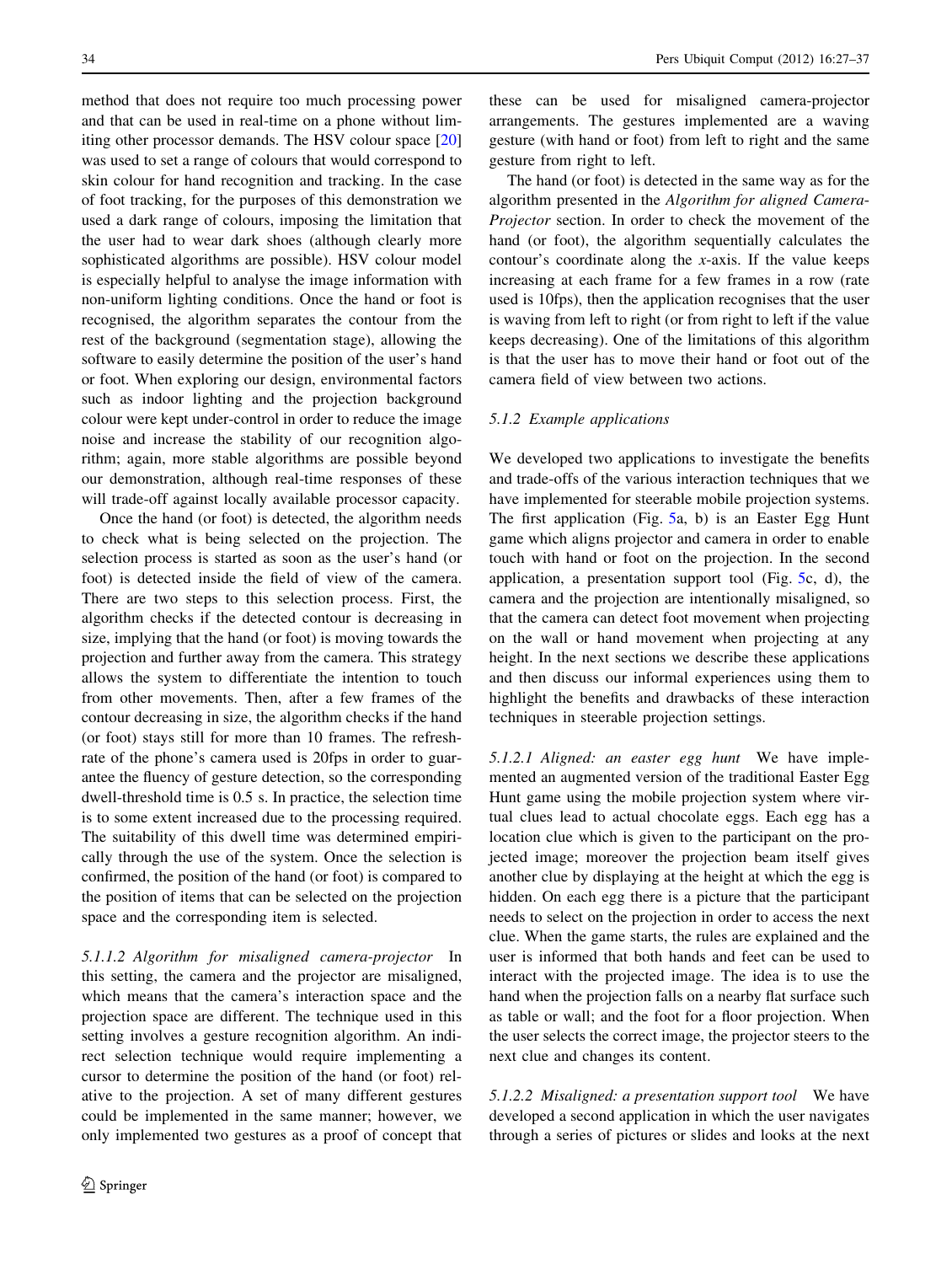method that does not require too much processing power and that can be used in real-time on a phone without limiting other processor demands. The HSV colour space [20] was used to set a range of colours that would correspond to skin colour for hand recognition and tracking. In the case of foot tracking, for the purposes of this demonstration we used a dark range of colours, imposing the limitation that the user had to wear dark shoes (although clearly more sophisticated algorithms are possible). HSV colour model is especially helpful to analyse the image information with non-uniform lighting conditions. Once the hand or foot is recognised, the algorithm separates the contour from the rest of the background (segmentation stage), allowing the software to easily determine the position of the user's hand or foot. When exploring our design, environmental factors such as indoor lighting and the projection background colour were kept under-control in order to reduce the image noise and increase the stability of our recognition algorithm; again, more stable algorithms are possible beyond our demonstration, although real-time responses of these will trade-off against locally available processor capacity.

Once the hand (or foot) is detected, the algorithm needs to check what is being selected on the projection. The selection process is started as soon as the user's hand (or foot) is detected inside the field of view of the camera. There are two steps to this selection process. First, the algorithm checks if the detected contour is decreasing in size, implying that the hand (or foot) is moving towards the projection and further away from the camera. This strategy allows the system to differentiate the intention to touch from other movements. Then, after a few frames of the contour decreasing in size, the algorithm checks if the hand (or foot) stays still for more than 10 frames. The refresh-rate of the phone's camera used is 20fps in order to guarantee the fluency of gesture detection, so the corresponding dwell-threshold time is 0.5 s. In practice, the selection time is to some extent increased due to the processing required. The suitability of this dwell time was determined empirically through the use of the system. Once the selection is confirmed, the position of the hand (or foot) is compared to the position of items that can be selected on the projection space and the corresponding item is selected.

*5.1.1.2 Algorithm for misaligned camera-projector* In this setting, the camera and the projector are misaligned, which means that the camera's interaction space and the projection space are different. The technique used in this setting involves a gesture recognition algorithm. An indirect selection technique would require implementing a cursor to determine the position of the hand (or foot) relative to the projection. A set of many different gestures could be implemented in the same manner; however, we only implemented two gestures as a proof of concept that these can be used for misaligned camera-projector arrangements. The gestures implemented are a waving gesture (with hand or foot) from left to right and the same gesture from right to left.

The hand (or foot) is detected in the same way as for the algorithm presented in the *Algorithm for aligned Camera-Projector* section. In order to check the movement of the hand (or foot), the algorithm sequentially calculates the contour's coordinate along the $x$-axis. If the value keeps increasing at each frame for a few frames in a row (rate used is 10fps), then the application recognises that the user is waving from left to right (or from right to left if the value keeps decreasing). One of the limitations of this algorithm is that the user has to move their hand or foot out of the camera field of view between two actions.

### 5.1.2 Example applications

We developed two applications to investigate the benefits and trade-offs of the various interaction techniques that we have implemented for steerable mobile projection systems. The first application (Fig. 5a, b) is an Easter Egg Hunt game which aligns projector and camera in order to enable touch with hand or foot on the projection. In the second application, a presentation support tool (Fig. 5c, d), the camera and the projection are intentionally misaligned, so that the camera can detect foot movement when projecting on the wall or hand movement when projecting at any height. In the next sections we describe these applications and then discuss our informal experiences using them to highlight the benefits and drawbacks of these interaction techniques in steerable projection settings.

*5.1.2.1 Aligned: an easter egg hunt* We have implemented an augmented version of the traditional Easter Egg Hunt game using the mobile projection system where virtual clues lead to actual chocolate eggs. Each egg has a location clue which is given to the participant on the projected image; moreover the projection beam itself gives another clue by displaying at the height at which the egg is hidden. On each egg there is a picture that the participant needs to select on the projection in order to access the next clue. When the game starts, the rules are explained and the user is informed that both hands and feet can be used to interact with the projected image. The idea is to use the hand when the projection falls on a nearby flat surface such as table or wall; and the foot for a floor projection. When the user selects the correct image, the projector steers to the next clue and changes its content.

*5.1.2.2 Misaligned: a presentation support tool* We have developed a second application in which the user navigates through a series of pictures or slides and looks at the next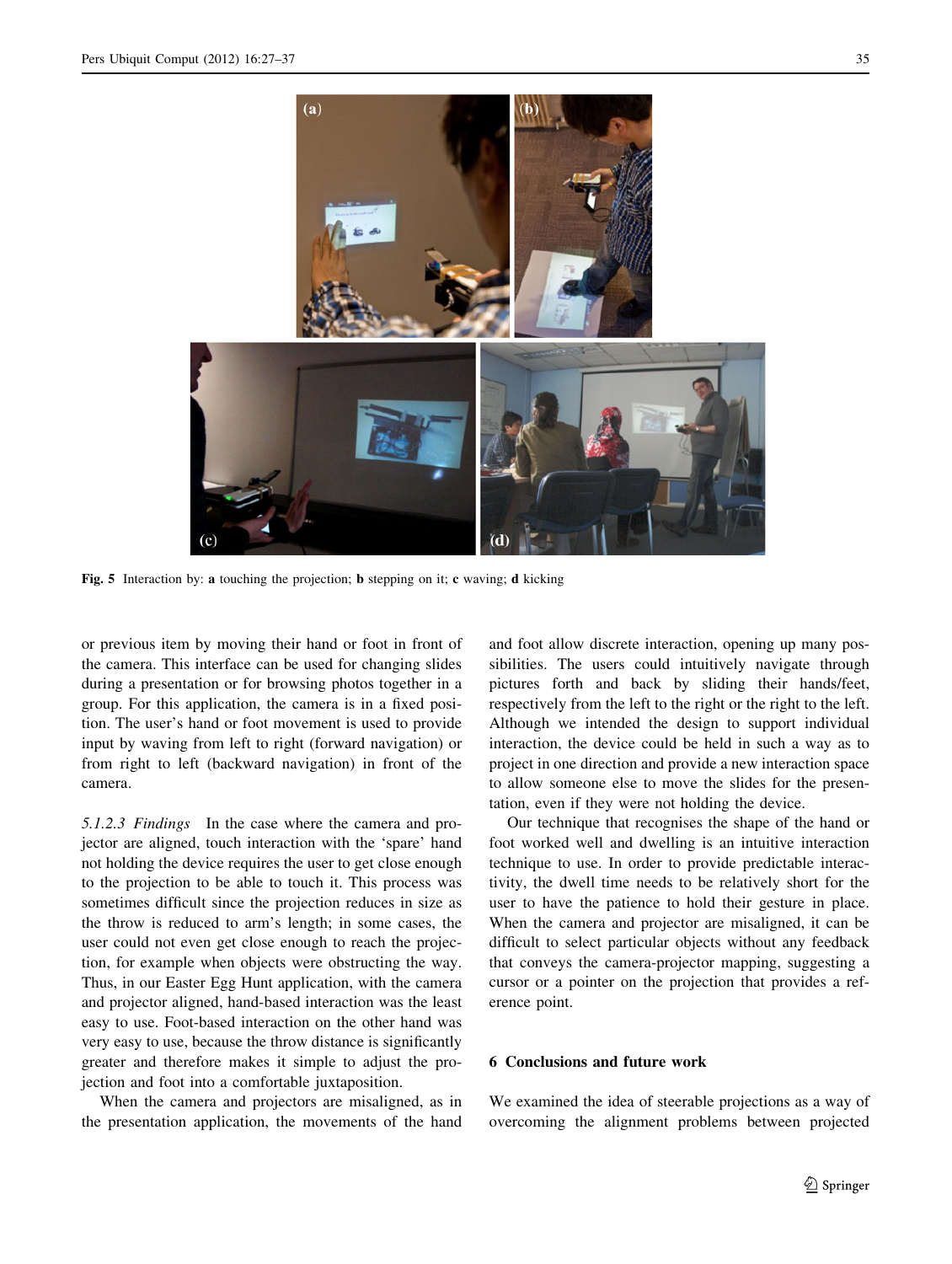Fig. 5 Interaction by: **a** touching the projection; **b** stepping on it; **c** waving; **d** kicking

or previous item by moving their hand or foot in front of the camera. This interface can be used for changing slides during a presentation or for browsing photos together in a group. For this application, the camera is in a fixed position. The user's hand or foot movement is used to provide input by waving from left to right (forward navigation) or from right to left (backward navigation) in front of the camera.

*5.1.2.3 Findings* In the case where the camera and projector are aligned, touch interaction with the 'spare' hand not holding the device requires the user to get close enough to the projection to be able to touch it. This process was sometimes difficult since the projection reduces in size as the throw is reduced to arm's length; in some cases, the user could not even get close enough to reach the projection, for example when objects were obstructing the way. Thus, in our Easter Egg Hunt application, with the camera and projector aligned, hand-based interaction was the least easy to use. Foot-based interaction on the other hand was very easy to use, because the throw distance is significantly greater and therefore makes it simple to adjust the projection and foot into a comfortable juxtaposition.

When the camera and projectors are misaligned, as in the presentation application, the movements of the hand and foot allow discrete interaction, opening up many possibilities. The users could intuitively navigate through pictures forth and back by sliding their hands/feet, respectively from the left to the right or the right to the left. Although we intended the design to support individual interaction, the device could be held in such a way as to project in one direction and provide a new interaction space to allow someone else to move the slides for the presentation, even if they were not holding the device.

Our technique that recognises the shape of the hand or foot worked well and dwelling is an intuitive interaction technique to use. In order to provide predictable interactivity, the dwell time needs to be relatively short for the user to have the patience to hold their gesture in place. When the camera and projector are misaligned, it can be difficult to select particular objects without any feedback that conveys the camera-projector mapping, suggesting a cursor or a pointer on the projection that provides a reference point.

## 6 Conclusions and future work

We examined the idea of steerable projections as a way of overcoming the alignment problems between projected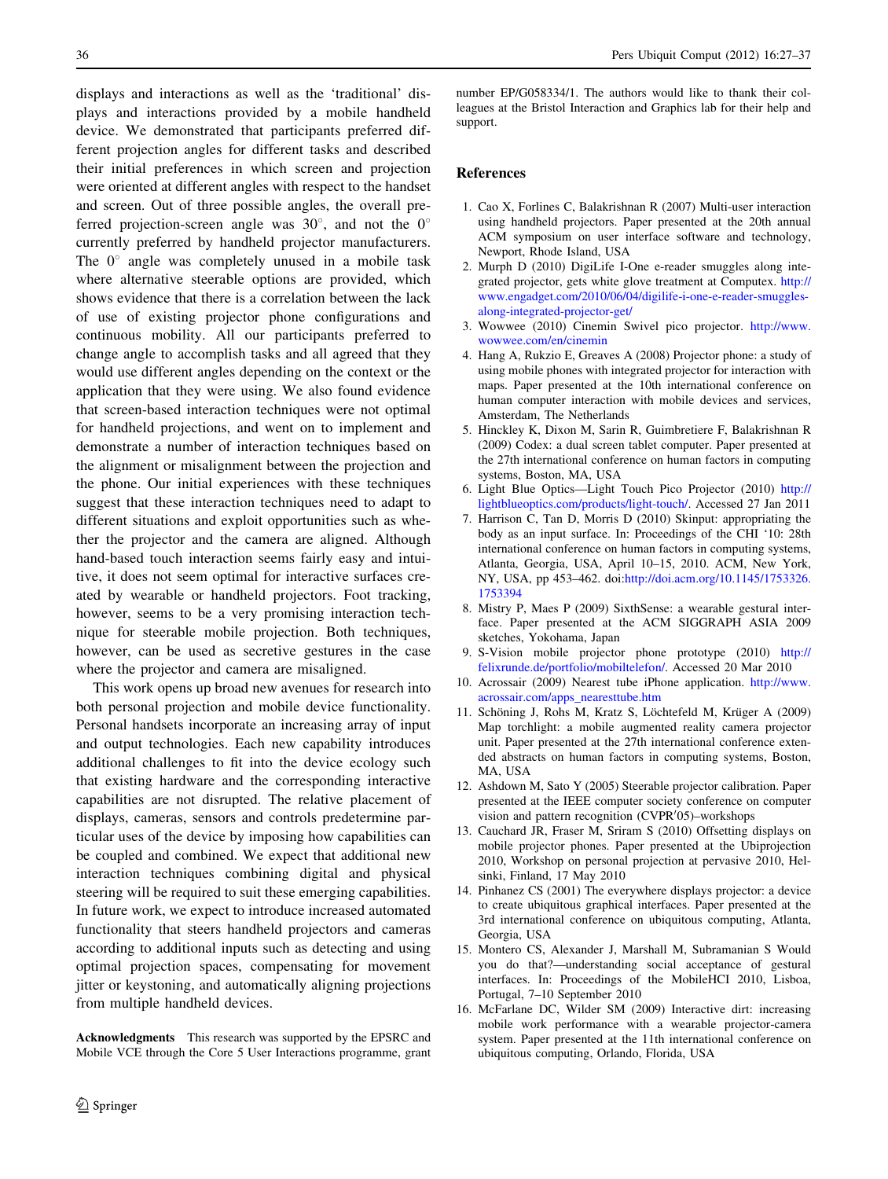displays and interactions as well as the 'traditional' displays and interactions provided by a mobile handheld device. We demonstrated that participants preferred different projection angles for different tasks and described their initial preferences in which screen and projection were oriented at different angles with respect to the handset and screen. Out of three possible angles, the overall preferred projection-screen angle was 30°, and not the 0° currently preferred by handheld projector manufacturers. The 0° angle was completely unused in a mobile task where alternative steerable options are provided, which shows evidence that there is a correlation between the lack of use of existing projector phone configurations and continuous mobility. All our participants preferred to change angle to accomplish tasks and all agreed that they would use different angles depending on the context or the application that they were using. We also found evidence that screen-based interaction techniques were not optimal for handheld projections, and went on to implement and demonstrate a number of interaction techniques based on the alignment or misalignment between the projection and the phone. Our initial experiences with these techniques suggest that these interaction techniques need to adapt to different situations and exploit opportunities such as whether the projector and the camera are aligned. Although hand-based touch interaction seems fairly easy and intuitive, it does not seem optimal for interactive surfaces created by wearable or handheld projectors. Foot tracking, however, seems to be a very promising interaction technique for steerable mobile projection. Both techniques, however, can be used as secretive gestures in the case where the projector and camera are misaligned.

This work opens up broad new avenues for research into both personal projection and mobile device functionality. Personal handsets incorporate an increasing array of input and output technologies. Each new capability introduces additional challenges to fit into the device ecology such that existing hardware and the corresponding interactive capabilities are not disrupted. The relative placement of displays, cameras, sensors and controls predetermine particular uses of the device by imposing how capabilities can be coupled and combined. We expect that additional new interaction techniques combining digital and physical steering will be required to suit these emerging capabilities. In future work, we expect to introduce increased automated functionality that steers handheld projectors and cameras according to additional inputs such as detecting and using optimal projection spaces, compensating for movement jitter or keystoning, and automatically aligning projections from multiple handheld devices.

**Acknowledgments** This research was supported by the EPSRC and Mobile VCE through the Core 5 User Interactions programme, grant number EP/G058334/1. The authors would like to thank their colleagues at the Bristol Interaction and Graphics lab for their help and support.

## References

1. Cao X, Forlines C, Balakrishnan R (2007) Multi-user interaction using handheld projectors. Paper presented at the 20th annual ACM symposium on user interface software and technology, Newport, Rhode Island, USA
2. Murph D (2010) DigiLife I-One e-reader smuggles along integrated projector, gets white glove treatment at Computex. http://www.engadget.com/2010/06/04/digilife-i-one-e-reader-smuggles-along-integrated-projector-get/
3. Wowwee (2010) Cinemin Swivel pico projector. http://www.wowwee.com/en/cinemin
4. Hang A, Rukzio E, Greaves A (2008) Projector phone: a study of using mobile phones with integrated projector for interaction with maps. Paper presented at the 10th international conference on human computer interaction with mobile devices and services, Amsterdam, The Netherlands
5. Hinckley K, Dixon M, Sarin R, Guimbretiere F, Balakrishnan R (2009) Codex: a dual screen tablet computer. Paper presented at the 27th international conference on human factors in computing systems, Boston, MA, USA
6. Light Blue Optics—Light Touch Pico Projector (2010) http://lightblueoptics.com/products/light-touch/. Accessed 27 Jan 2011
7. Harrison C, Tan D, Morris D (2010) Skinput: appropriating the body as an input surface. In: Proceedings of the CHI '10: 28th international conference on human factors in computing systems, Atlanta, Georgia, USA, April 10–15, 2010. ACM, New York, NY, USA, pp 453–462. doi:http://doi.acm.org/10.1145/1753326.1753394
8. Mistry P, Maes P (2009) SixthSense: a wearable gestural interface. Paper presented at the ACM SIGGRAPH ASIA 2009 sketches, Yokohama, Japan
9. S-Vision mobile projector phone prototype (2010) http://felixrunde.de/portfolio/mobiltelefon/. Accessed 20 Mar 2010
10. Acrossair (2009) Nearest tube iPhone application. http://www.acrossair.com/apps_nearesttube.htm
11. Schöning J, Rohs M, Kratz S, Löchtefeld M, Krüger A (2009) Map torchlight: a mobile augmented reality camera projector unit. Paper presented at the 27th international conference extended abstracts on human factors in computing systems, Boston, MA, USA
12. Ashdown M, Sato Y (2005) Steerable projector calibration. Paper presented at the IEEE computer society conference on computer vision and pattern recognition (CVPR'05)–workshops
13. Cauchard JR, Fraser M, Sriram S (2010) Offsetting displays on mobile projector phones. Paper presented at the Ubiprojection 2010, Workshop on personal projection at pervasive 2010, Helsinki, Finland, 17 May 2010
14. Pinhanez CS (2001) The everywhere displays projector: a device to create ubiquitous graphical interfaces. Paper presented at the 3rd international conference on ubiquitous computing, Atlanta, Georgia, USA
15. Montero CS, Alexander J, Marshall M, Subramanian S Would you do that?—understanding social acceptance of gestural interfaces. In: Proceedings of the MobileHCI 2010, Lisboa, Portugal, 7–10 September 2010
16. McFarlane DC, Wilder SM (2009) Interactive dirt: increasing mobile work performance with a wearable projector-camera system. Paper presented at the 11th international conference on ubiquitous computing, Orlando, Florida, USA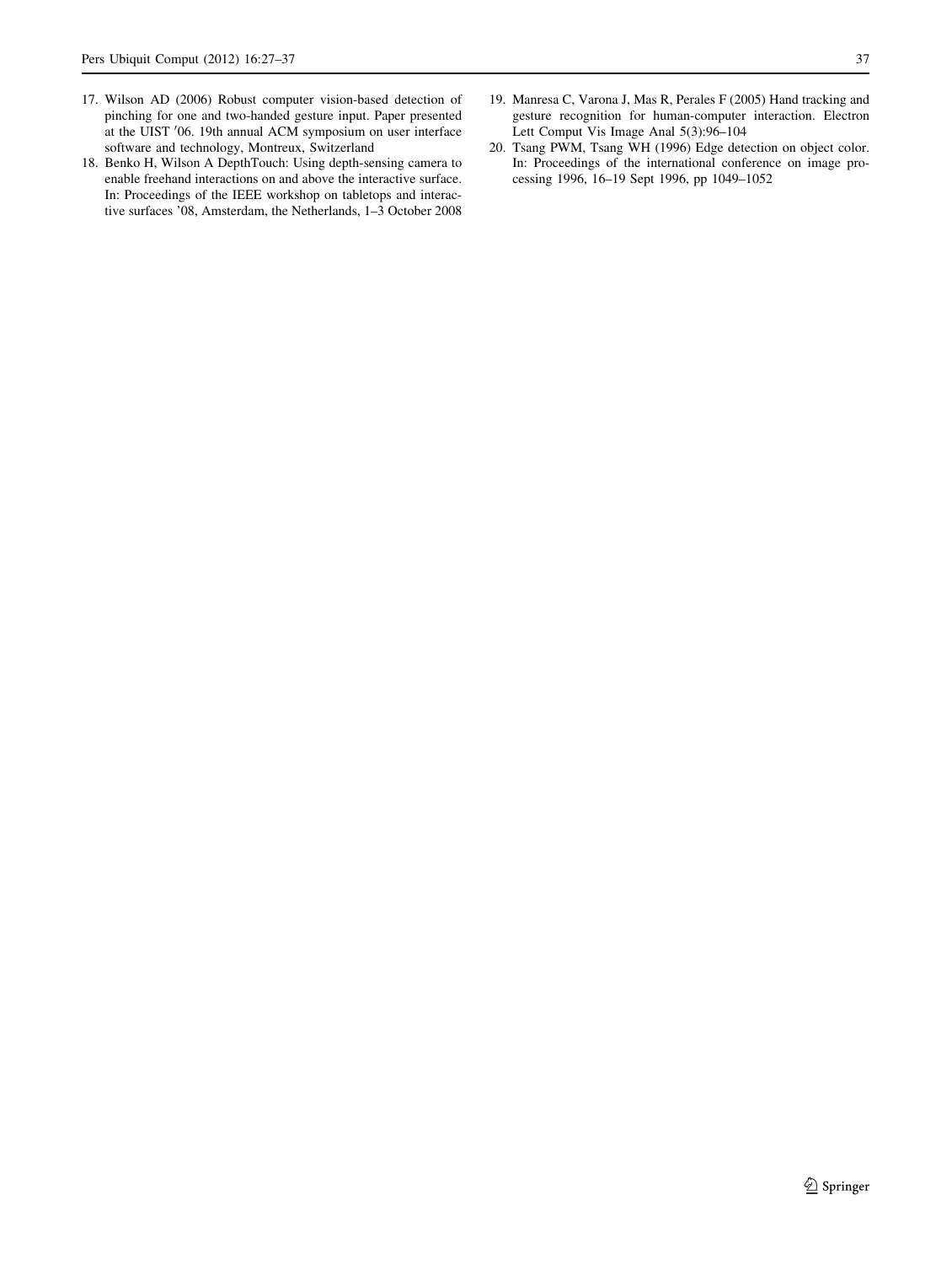17. Wilson AD (2006) Robust computer vision-based detection of pinching for one and two-handed gesture input. Paper presented at the UIST ′06. 19th annual ACM symposium on user interface software and technology, Montreux, Switzerland
18. Benko H, Wilson A DepthTouch: Using depth-sensing camera to enable freehand interactions on and above the interactive surface. In: Proceedings of the IEEE workshop on tabletops and interactive surfaces '08, Amsterdam, the Netherlands, 1–3 October 2008
19. Manresa C, Varona J, Mas R, Perales F (2005) Hand tracking and gesture recognition for human-computer interaction. Electron Lett Comput Vis Image Anal 5(3):96–104
20. Tsang PWM, Tsang WH (1996) Edge detection on object color. In: Proceedings of the international conference on image processing 1996, 16–19 Sept 1996, pp 1049–1052